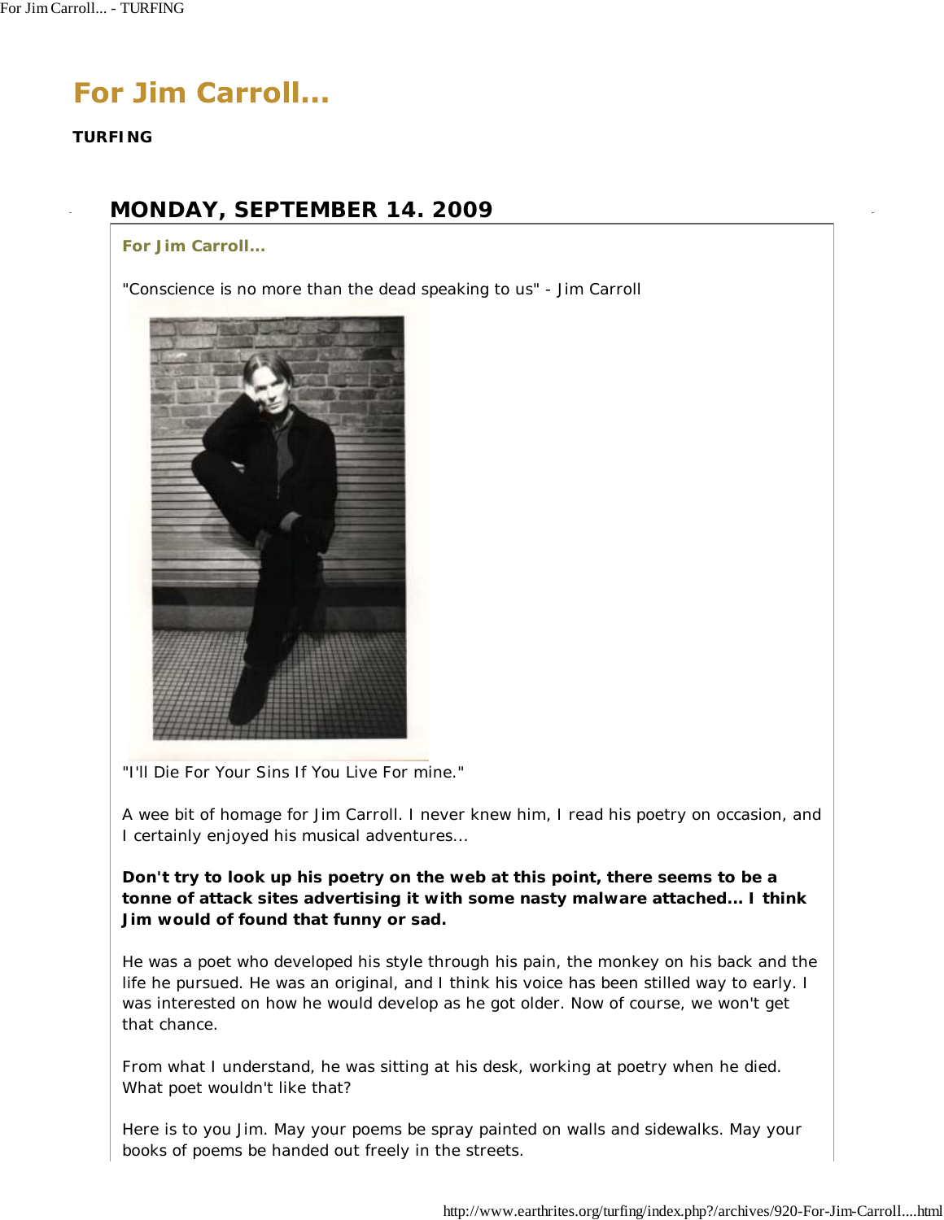# For Jim Carroll...

**TURFING**

## MONDAY, SEPTEMBER 14. 2009

### For Jim Carroll...

"Conscience is no more than the dead speaking to us" - Jim Carroll

"I'll Die For Your Sins If You Live For mine."

A wee bit of homage for Jim Carroll. I never knew him, I read his poetry on occasion, and I certainly enjoyed his musical adventures...

**Don't try to look up his poetry on the web at this point, there seems to be a tonne of attack sites advertising it with some nasty malware attached... I think Jim would of found that funny or sad.**

He was a poet who developed his style through his pain, the monkey on his back and the life he pursued. He was an original, and I think his voice has been stilled way to early. I was interested on how he would develop as he got older. Now of course, we won't get that chance.

From what I understand, he was sitting at his desk, working at poetry when he died. What poet wouldn't like that?

Here is to you Jim. May your poems be spray painted on walls and sidewalks. May your books of poems be handed out freely in the streets.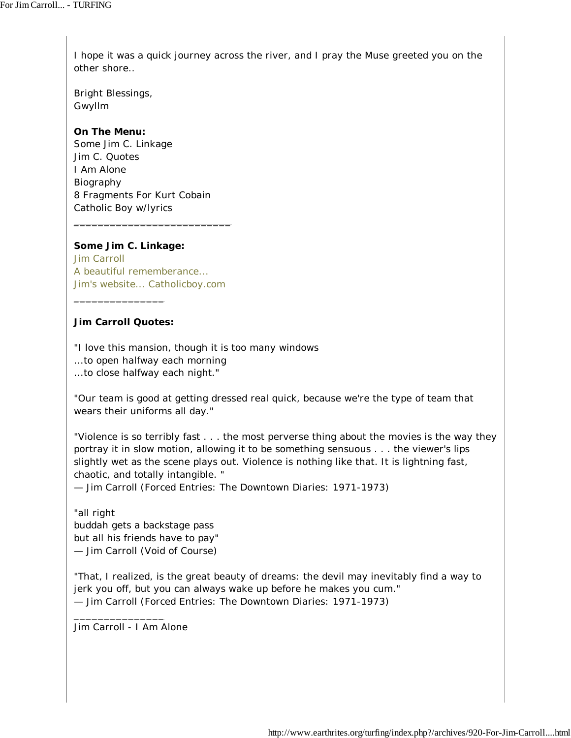I hope it was a quick journey across the river, and I pray the Muse greeted you on the other shore..

Bright Blessings,
Gwyllm

**On The Menu:**
Some Jim C. Linkage
Jim C. Quotes
I Am Alone
Biography
8 Fragments For Kurt Cobain
Catholic Boy w/lyrics

___________________________

**Some Jim C. Linkage:**
Jim Carroll
A beautiful rememberance...
Jim's website... Catholicboy.com

_______________

**Jim Carroll Quotes:**

"I love this mansion, though it is too many windows
...to open halfway each morning
...to close halfway each night."

"Our team is good at getting dressed real quick, because we're the type of team that wears their uniforms all day."

"Violence is so terribly fast . . . the most perverse thing about the movies is the way they portray it in slow motion, allowing it to be something sensuous . . . the viewer's lips slightly wet as the scene plays out. Violence is nothing like that. It is lightning fast, chaotic, and totally intangible. "
— Jim Carroll (Forced Entries: The Downtown Diaries: 1971-1973)

"all right
buddah gets a backstage pass
but all his friends have to pay"
— Jim Carroll (Void of Course)

"That, I realized, is the great beauty of dreams: the devil may inevitably find a way to jerk you off, but you can always wake up before he makes you cum."
— Jim Carroll (Forced Entries: The Downtown Diaries: 1971-1973)

_______________
Jim Carroll - I Am Alone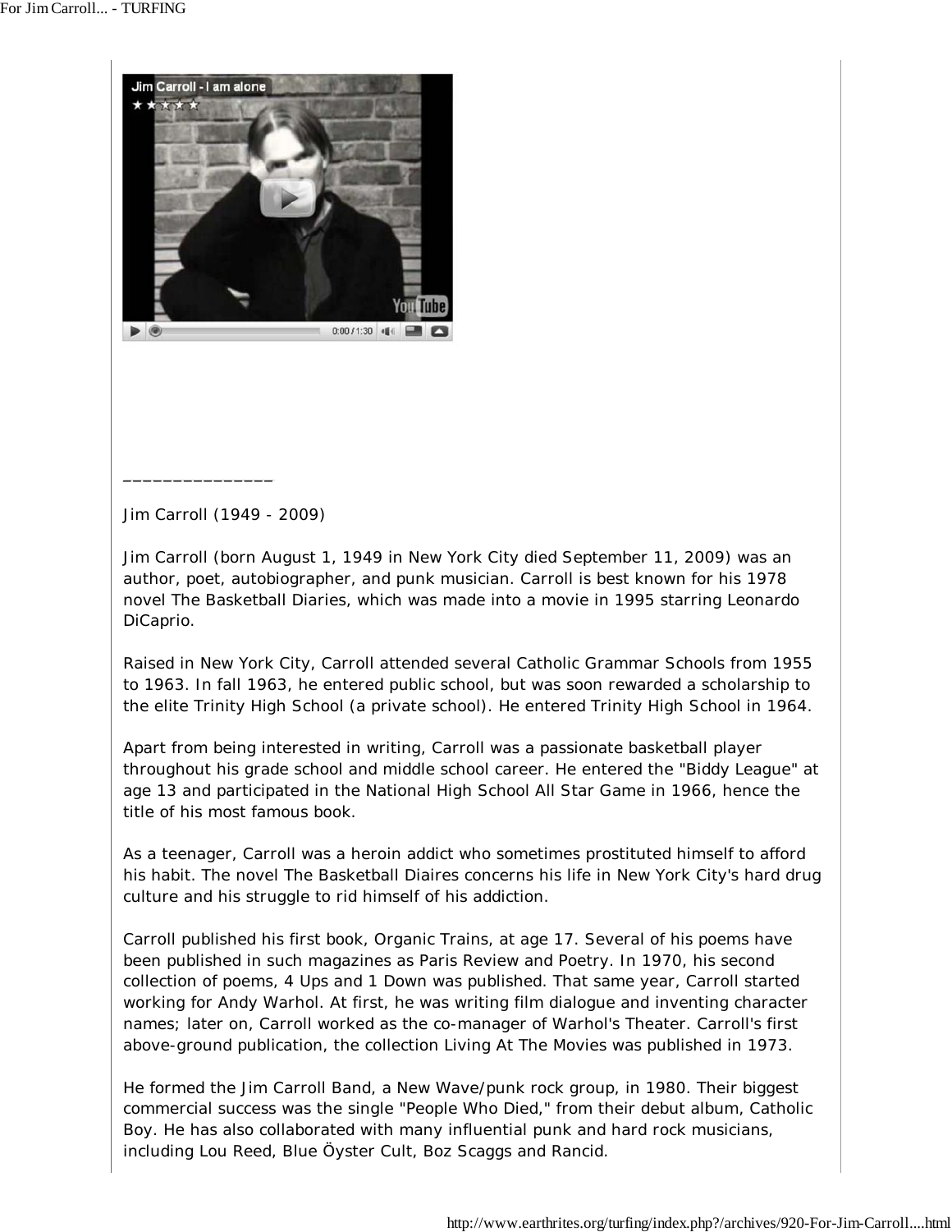_______________

Jim Carroll (1949 - 2009)

Jim Carroll (born August 1, 1949 in New York City died September 11, 2009) was an author, poet, autobiographer, and punk musician. Carroll is best known for his 1978 novel The Basketball Diaries, which was made into a movie in 1995 starring Leonardo DiCaprio.

Raised in New York City, Carroll attended several Catholic Grammar Schools from 1955 to 1963. In fall 1963, he entered public school, but was soon rewarded a scholarship to the elite Trinity High School (a private school). He entered Trinity High School in 1964.

Apart from being interested in writing, Carroll was a passionate basketball player throughout his grade school and middle school career. He entered the "Biddy League" at age 13 and participated in the National High School All Star Game in 1966, hence the title of his most famous book.

As a teenager, Carroll was a heroin addict who sometimes prostituted himself to afford his habit. The novel The Basketball Diaires concerns his life in New York City's hard drug culture and his struggle to rid himself of his addiction.

Carroll published his first book, Organic Trains, at age 17. Several of his poems have been published in such magazines as Paris Review and Poetry. In 1970, his second collection of poems, 4 Ups and 1 Down was published. That same year, Carroll started working for Andy Warhol. At first, he was writing film dialogue and inventing character names; later on, Carroll worked as the co-manager of Warhol's Theater. Carroll's first above-ground publication, the collection Living At The Movies was published in 1973.

He formed the Jim Carroll Band, a New Wave/punk rock group, in 1980. Their biggest commercial success was the single "People Who Died," from their debut album, Catholic Boy. He has also collaborated with many influential punk and hard rock musicians, including Lou Reed, Blue Öyster Cult, Boz Scaggs and Rancid.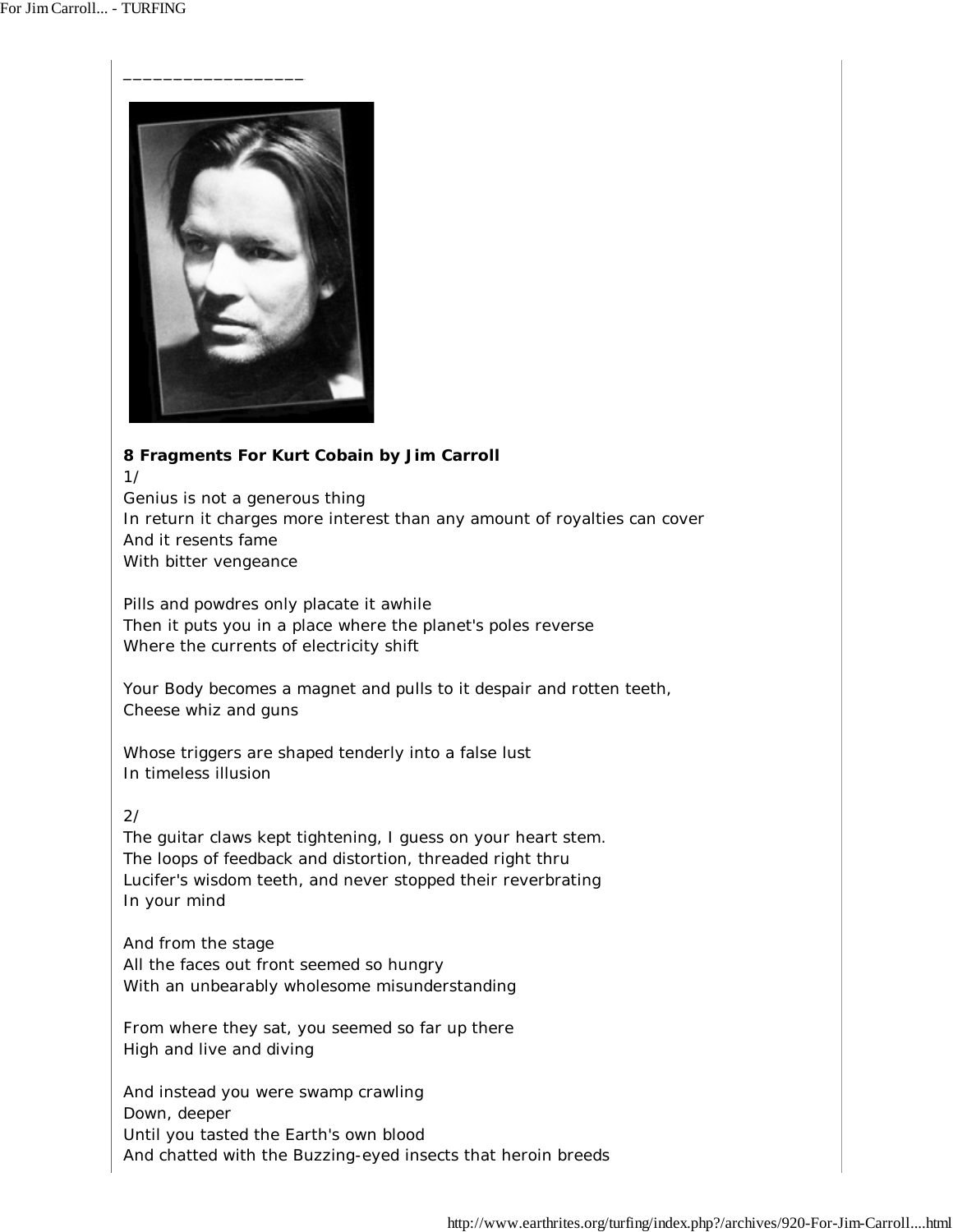________________

**8 Fragments For Kurt Cobain by Jim Carroll**

1/

Genius is not a generous thing
In return it charges more interest than any amount of royalties can cover
And it resents fame
With bitter vengeance

Pills and powdres only placate it awhile
Then it puts you in a place where the planet's poles reverse
Where the currents of electricity shift

Your Body becomes a magnet and pulls to it despair and rotten teeth,
Cheese whiz and guns

Whose triggers are shaped tenderly into a false lust
In timeless illusion

2/

The guitar claws kept tightening, I guess on your heart stem.
The loops of feedback and distortion, threaded right thru
Lucifer's wisdom teeth, and never stopped their reverbrating
In your mind

And from the stage
All the faces out front seemed so hungry
With an unbearably wholesome misunderstanding

From where they sat, you seemed so far up there
High and live and diving

And instead you were swamp crawling
Down, deeper
Until you tasted the Earth's own blood
And chatted with the Buzzing-eyed insects that heroin breeds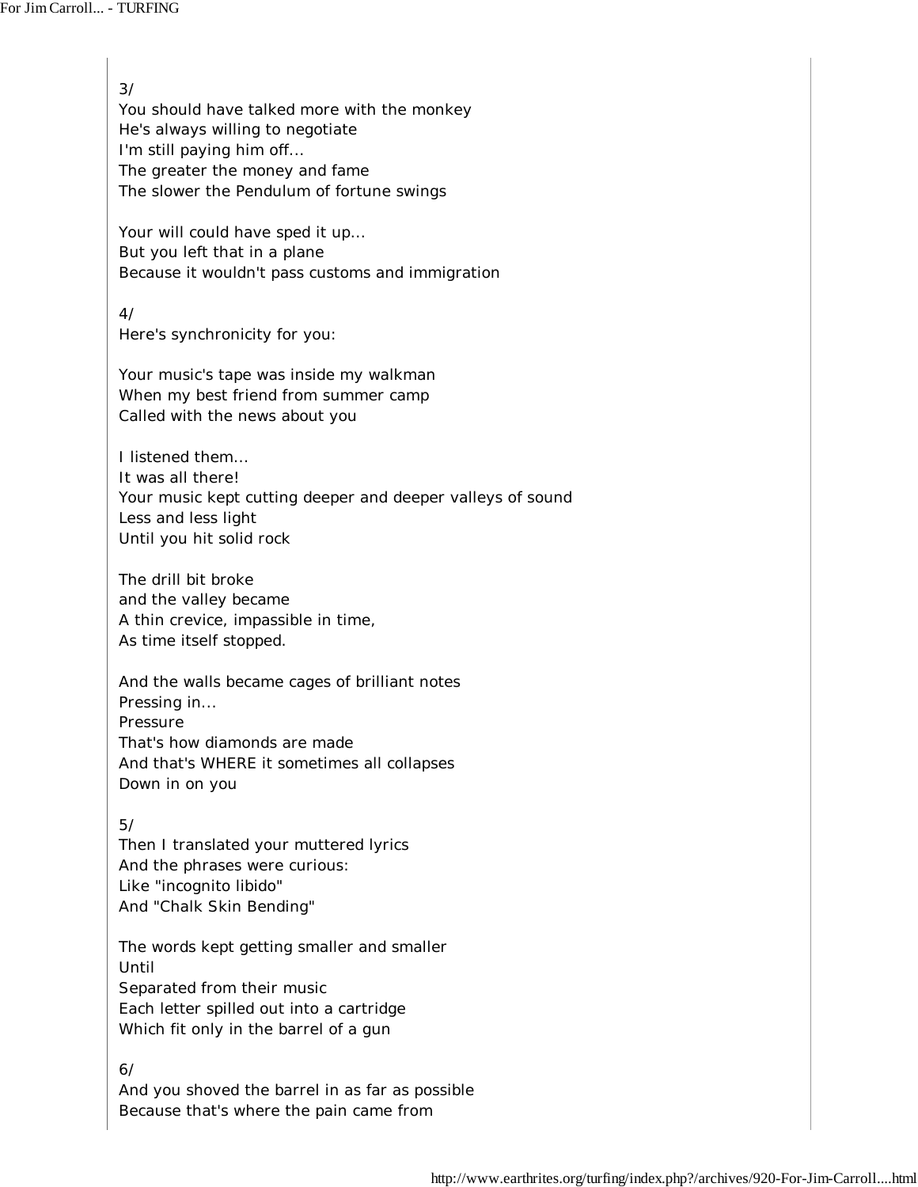3/
You should have talked more with the monkey
He's always willing to negotiate
I'm still paying him off...
The greater the money and fame
The slower the Pendulum of fortune swings

Your will could have sped it up...
But you left that in a plane
Because it wouldn't pass customs and immigration

4/
Here's synchronicity for you:

Your music's tape was inside my walkman
When my best friend from summer camp
Called with the news about you

I listened them...
It was all there!
Your music kept cutting deeper and deeper valleys of sound
Less and less light
Until you hit solid rock

The drill bit broke
and the valley became
A thin crevice, impassible in time,
As time itself stopped.

And the walls became cages of brilliant notes
Pressing in...
Pressure
That's how diamonds are made
And that's WHERE it sometimes all collapses
Down in on you

5/
Then I translated your muttered lyrics
And the phrases were curious:
Like "incognito libido"
And "Chalk Skin Bending"

The words kept getting smaller and smaller
Until
Separated from their music
Each letter spilled out into a cartridge
Which fit only in the barrel of a gun

6/
And you shoved the barrel in as far as possible
Because that's where the pain came from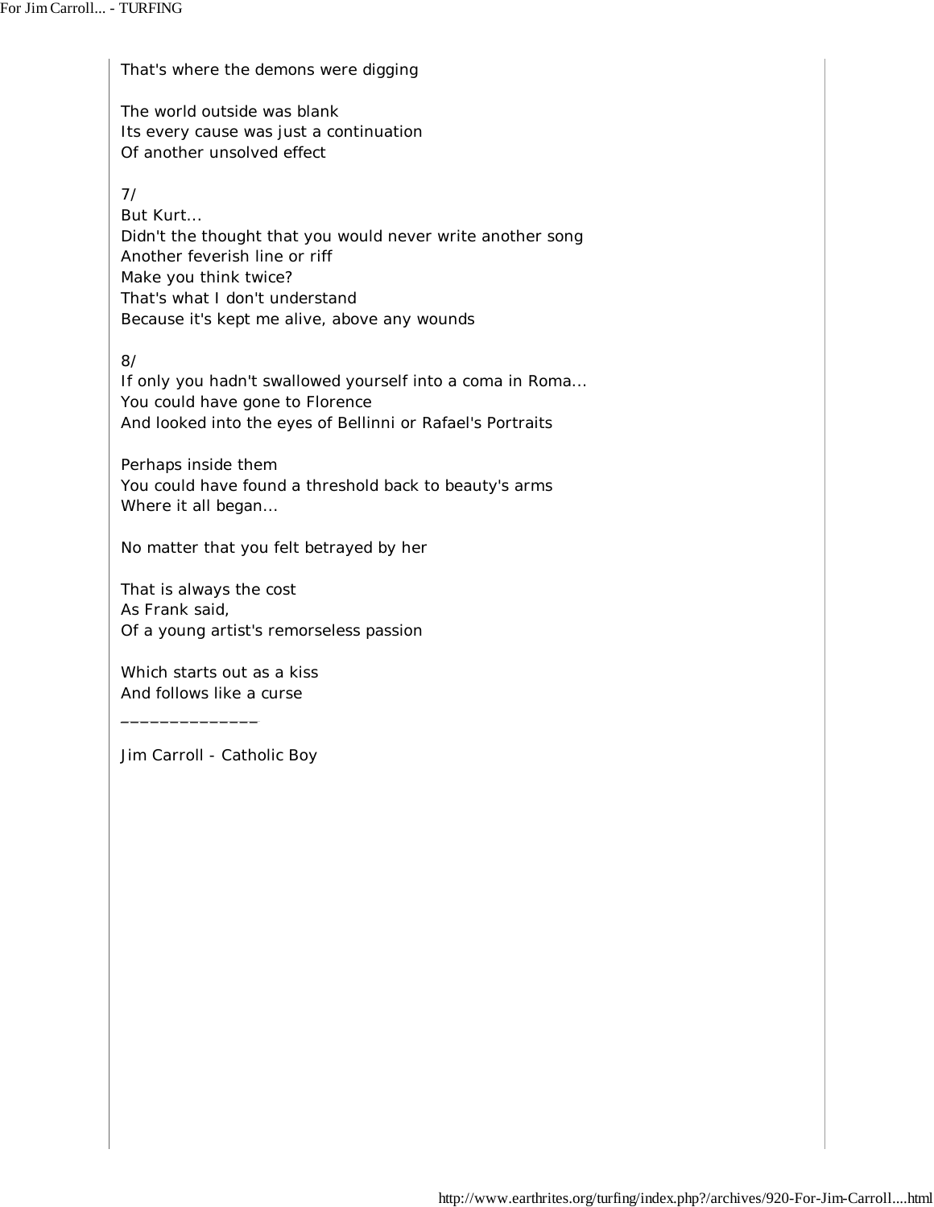That's where the demons were digging

The world outside was blank  
Its every cause was just a continuation  
Of another unsolved effect

7/  
But Kurt...  
Didn't the thought that you would never write another song  
Another feverish line or riff  
Make you think twice?  
That's what I don't understand  
Because it's kept me alive, above any wounds

8/  
If only you hadn't swallowed yourself into a coma in Roma...  
You could have gone to Florence  
And looked into the eyes of Bellinni or Rafael's Portraits

Perhaps inside them  
You could have found a threshold back to beauty's arms  
Where it all began...

No matter that you felt betrayed by her

That is always the cost  
As Frank said,  
Of a young artist's remorseless passion

Which starts out as a kiss  
And follows like a curse

______________

Jim Carroll - Catholic Boy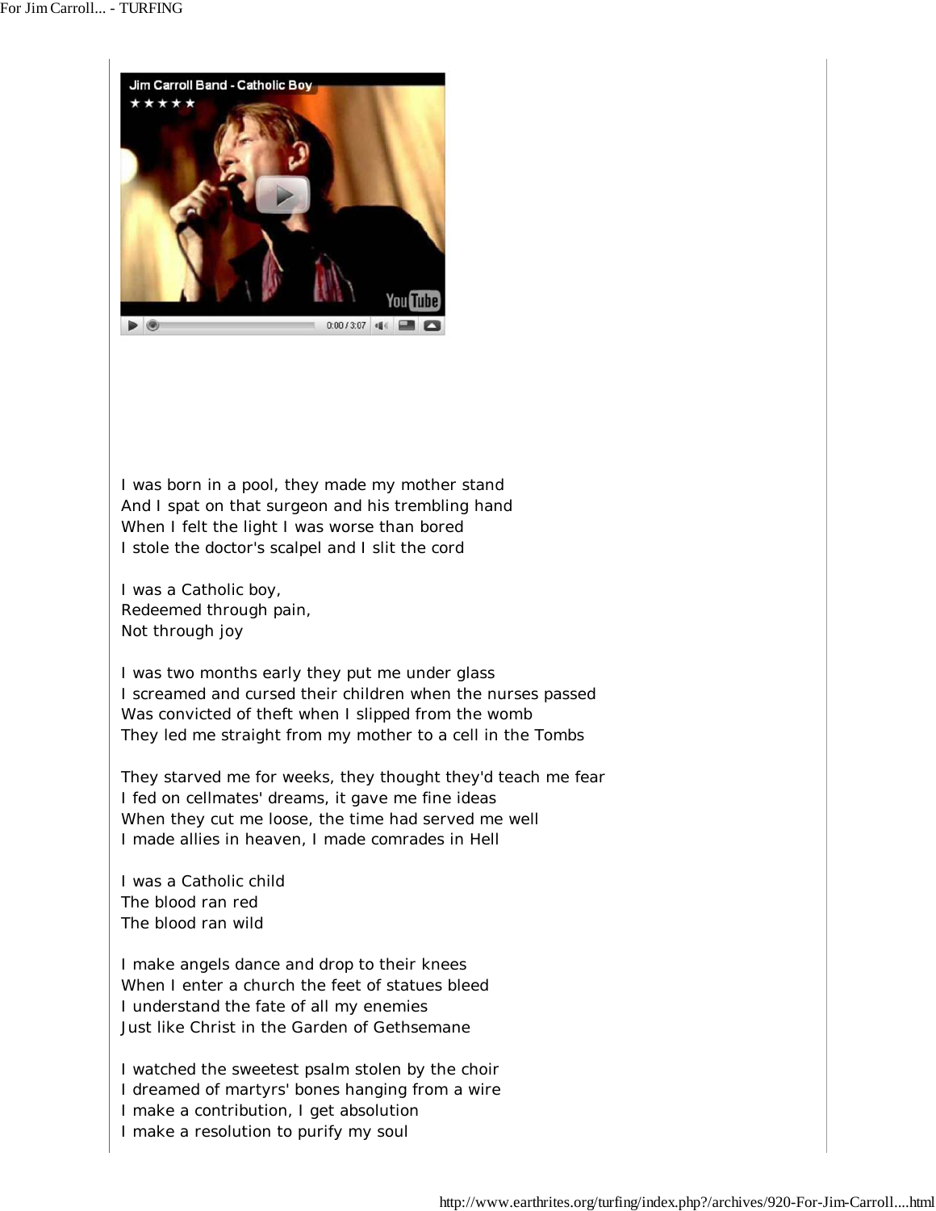I was born in a pool, they made my mother stand
And I spat on that surgeon and his trembling hand
When I felt the light I was worse than bored
I stole the doctor's scalpel and I slit the cord

I was a Catholic boy,
Redeemed through pain,
Not through joy

I was two months early they put me under glass
I screamed and cursed their children when the nurses passed
Was convicted of theft when I slipped from the womb
They led me straight from my mother to a cell in the Tombs

They starved me for weeks, they thought they'd teach me fear
I fed on cellmates' dreams, it gave me fine ideas
When they cut me loose, the time had served me well
I made allies in heaven, I made comrades in Hell

I was a Catholic child
The blood ran red
The blood ran wild

I make angels dance and drop to their knees
When I enter a church the feet of statues bleed
I understand the fate of all my enemies
Just like Christ in the Garden of Gethsemane

I watched the sweetest psalm stolen by the choir
I dreamed of martyrs' bones hanging from a wire
I make a contribution, I get absolution
I make a resolution to purify my soul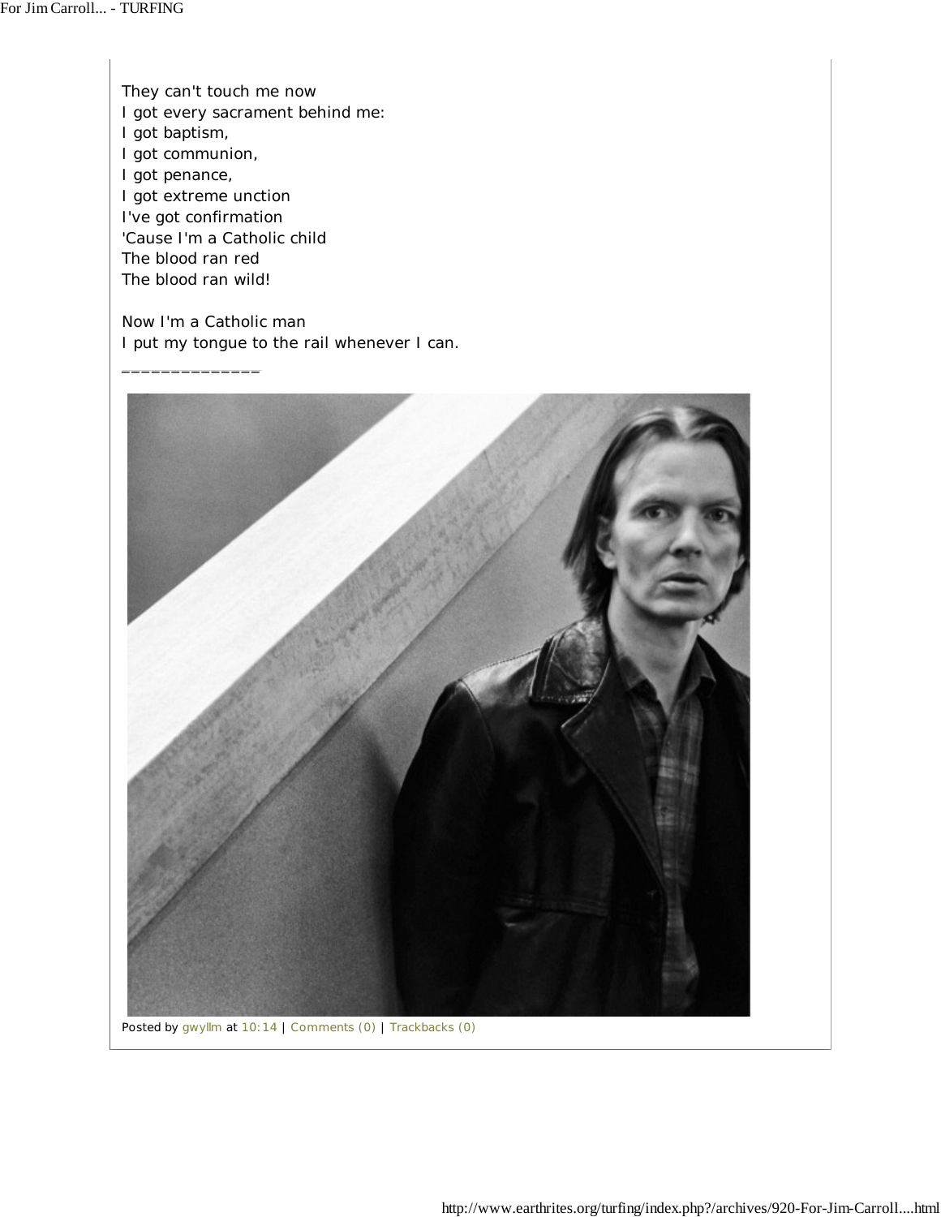They can't touch me now
I got every sacrament behind me:
I got baptism,
I got communion,
I got penance,
I got extreme unction
I've got confirmation
'Cause I'm a Catholic child
The blood ran red
The blood ran wild!

Now I'm a Catholic man
I put my tongue to the rail whenever I can.

______________

Posted by gwyllm at 10:14 | Comments (0) | Trackbacks (0)